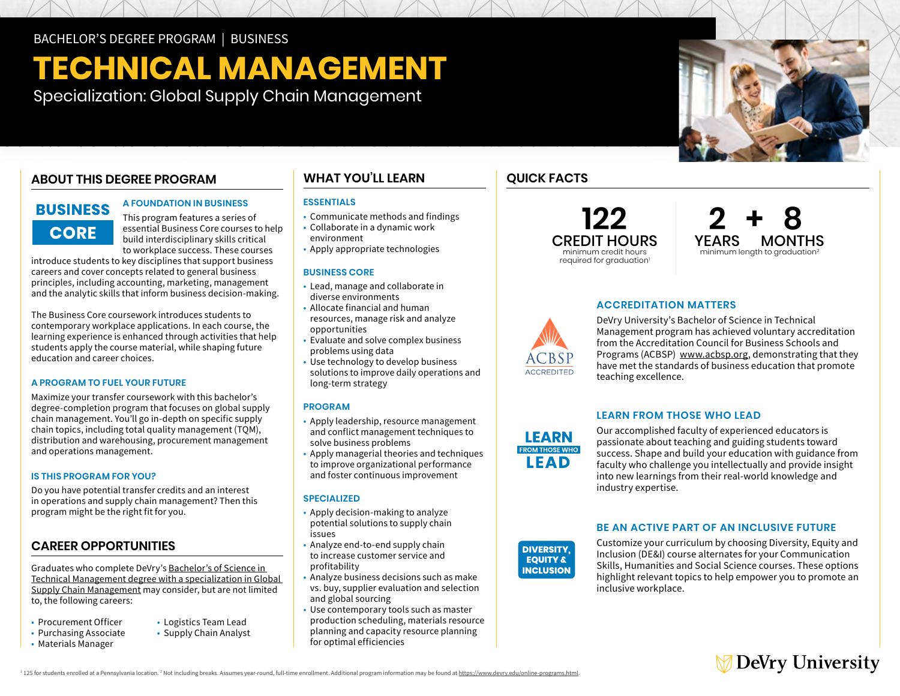BACHELOR'S DEGREE PROGRAM | BUSINESS

# TECHNICAL MANAGEMENT

Specialization: Global Supply Chain Management

## ABOUT THIS DEGREE PROGRAM

**BUSINESS CORE**

### A FOUNDATION IN BUSINESS

This program features a series of essential Business Core courses to help build interdisciplinary skills critical to workplace success. These courses introduce students to key disciplines that support business careers and cover concepts related to general business principles, including accounting, marketing, management and the analytic skills that inform business decision-making.

The Business Core coursework introduces students to contemporary workplace applications. In each course, the learning experience is enhanced through activities that help students apply the course material, while shaping future education and career choices.

### A PROGRAM TO FUEL YOUR FUTURE

Maximize your transfer coursework with this bachelor's degree-completion program that focuses on global supply chain management. You'll go in-depth on specific supply chain topics, including total quality management (TQM), distribution and warehousing, procurement management and operations management.

### IS THIS PROGRAM FOR YOU?

Do you have potential transfer credits and an interest in operations and supply chain management? Then this program might be the right fit for you.

## CAREER OPPORTUNITIES

Graduates who complete DeVry's Bachelor's of Science in Technical Management degree with a specialization in Global Supply Chain Management may consider, but are not limited to, the following careers:

- Procurement Officer
- Purchasing Associate
- Materials Manager
- Logistics Team Lead
- Supply Chain Analyst

## WHAT YOU'LL LEARN

### ESSENTIALS

- Communicate methods and findings
- Collaborate in a dynamic work environment
- Apply appropriate technologies

### BUSINESS CORE

- Lead, manage and collaborate in diverse environments
- Allocate financial and human resources, manage risk and analyze opportunities
- Evaluate and solve complex business problems using data
- Use technology to develop business solutions to improve daily operations and long-term strategy

### PROGRAM

- Apply leadership, resource management and conflict management techniques to solve business problems
- Apply managerial theories and techniques to improve organizational performance and foster continuous improvement

### SPECIALIZED

- Apply decision-making to analyze potential solutions to supply chain issues
- Analyze end-to-end supply chain to increase customer service and profitability
- Analyze business decisions such as make vs. buy, supplier evaluation and selection and global sourcing
- Use contemporary tools such as master production scheduling, materials resource planning and capacity resource planning for optimal efficiencies

## QUICK FACTS

**122 CREDIT HOURS**
minimum credit hours required for graduation[1]

**2 YEARS + 8 MONTHS**
minimum length to graduation[2]

### ACCREDITATION MATTERS

ACBSP ACCREDITED

DeVry University's Bachelor of Science in Technical Management program has achieved voluntary accreditation from the Accreditation Council for Business Schools and Programs (ACBSP) www.acbsp.org, demonstrating that they have met the standards of business education that promote teaching excellence.

### LEARN FROM THOSE WHO LEAD

Our accomplished faculty of experienced educators is passionate about teaching and guiding students toward success. Shape and build your education with guidance from faculty who challenge you intellectually and provide insight into new learnings from their real-world knowledge and industry expertise.

### BE AN ACTIVE PART OF AN INCLUSIVE FUTURE

Customize your curriculum by choosing Diversity, Equity and Inclusion (DE&I) course alternates for your Communication Skills, Humanities and Social Science courses. These options highlight relevant topics to help empower you to promote an inclusive workplace.

[1] 125 for students enrolled at a Pennsylvania location. [2] Not including breaks. Assumes year-round, full-time enrollment. Additional program information may be found at https://www.devry.edu/online-programs.html.

DeVry University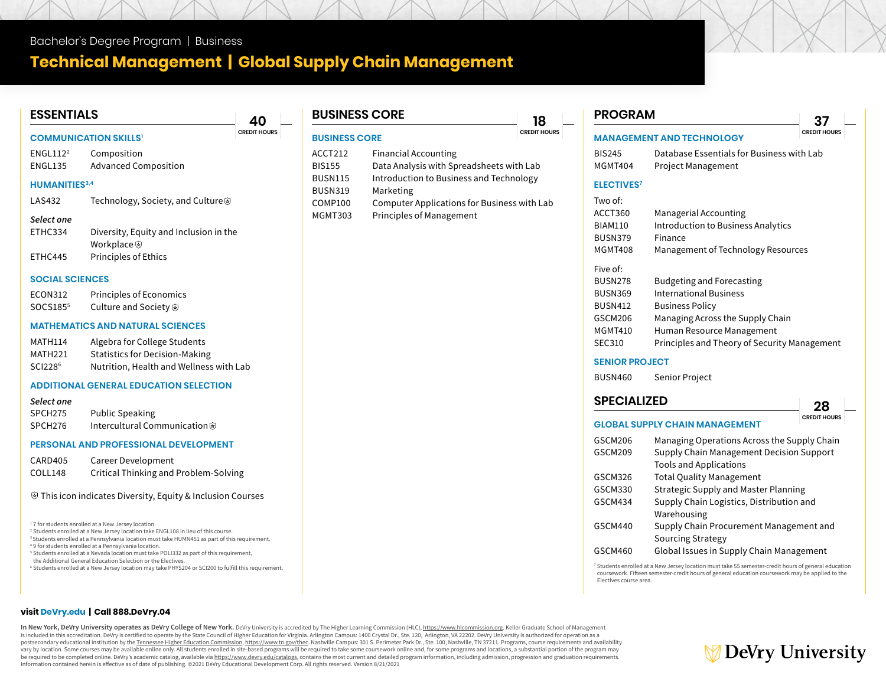Bachelor's Degree Program | Business

# Technical Management | Global Supply Chain Management

## ESSENTIALS

**40** CREDIT HOURS

### COMMUNICATION SKILLS[1]

| | |
|---|---|
| ENGL112[2] | Composition |
| ENGL135 | Advanced Composition |

### HUMANITIES[3,4]

| | |
|---|---|
| LAS432 | Technology, Society, and Culture ⛨ |

*Select one*

| | |
|---|---|
| ETHC334 | Diversity, Equity and Inclusion in the Workplace ⛨ |
| ETHC445 | Principles of Ethics |

### SOCIAL SCIENCES

| | |
|---|---|
| ECON312 | Principles of Economics |
| SOCS185[5] | Culture and Society ⛨ |

### MATHEMATICS AND NATURAL SCIENCES

| | |
|---|---|
| MATH114 | Algebra for College Students |
| MATH221 | Statistics for Decision-Making |
| SCI228[6] | Nutrition, Health and Wellness with Lab |

### ADDITIONAL GENERAL EDUCATION SELECTION

*Select one*

| | |
|---|---|
| SPCH275 | Public Speaking |
| SPCH276 | Intercultural Communication ⛨ |

### PERSONAL AND PROFESSIONAL DEVELOPMENT

| | |
|---|---|
| CARD405 | Career Development |
| COLL148 | Critical Thinking and Problem-Solving |

⛨ This icon indicates Diversity, Equity & Inclusion Courses

[1] 7 for students enrolled at a New Jersey location.
[2] Students enrolled at a New Jersey location take ENGL108 in lieu of this course.
[3] Students enrolled at a Pennsylvania location must take HUMN451 as part of this requirement.
[4] 9 for students enrolled at a Pennsylvania location.
[5] Students enrolled at a Nevada location must take POLI332 as part of this requirement, the Additional General Education Selection or the Electives.
[6] Students enrolled at a New Jersey location may take PHYS204 or SCI200 to fulfill this requirement.

## BUSINESS CORE

**18** CREDIT HOURS

### BUSINESS CORE

| | |
|---|---|
| ACCT212 | Financial Accounting |
| BIS155 | Data Analysis with Spreadsheets with Lab |
| BUSN115 | Introduction to Business and Technology |
| BUSN319 | Marketing |
| COMP100 | Computer Applications for Business with Lab |
| MGMT303 | Principles of Management |

## PROGRAM

**37** CREDIT HOURS

### MANAGEMENT AND TECHNOLOGY

| | |
|---|---|
| BIS245 | Database Essentials for Business with Lab |
| MGMT404 | Project Management |

### ELECTIVES[7]

Two of:

| | |
|---|---|
| ACCT360 | Managerial Accounting |
| BIAM110 | Introduction to Business Analytics |
| BUSN379 | Finance |
| MGMT408 | Management of Technology Resources |

Five of:

| | |
|---|---|
| BUSN278 | Budgeting and Forecasting |
| BUSN369 | International Business |
| BUSN412 | Business Policy |
| GSCM206 | Managing Across the Supply Chain |
| MGMT410 | Human Resource Management |
| SEC310 | Principles and Theory of Security Management |

### SENIOR PROJECT

| | |
|---|---|
| BUSN460 | Senior Project |

## SPECIALIZED

**28** CREDIT HOURS

### GLOBAL SUPPLY CHAIN MANAGEMENT

| | |
|---|---|
| GSCM206 | Managing Operations Across the Supply Chain |
| GSCM209 | Supply Chain Management Decision Support Tools and Applications |
| GSCM326 | Total Quality Management |
| GSCM330 | Strategic Supply and Master Planning |
| GSCM434 | Supply Chain Logistics, Distribution and Warehousing |
| GSCM440 | Supply Chain Procurement Management and Sourcing Strategy |
| GSCM460 | Global Issues in Supply Chain Management |

[7] Students enrolled at a New Jersey location must take 55 semester-credit hours of general education coursework. Fifteen semester-credit hours of general education coursework may be applied to the Electives course area.

visit DeVry.edu | Call 888.DeVry.04

**In New York, DeVry University operates as DeVry College of New York.** DeVry University is accredited by The Higher Learning Commission (HLC), https://www.hlcommission.org. Keller Graduate School of Management is included in this accreditation. DeVry is certified to operate by the State Council of Higher Education for Virginia. Arlington Campus: 1400 Crystal Dr., Ste. 120, Arlington, VA 22202. DeVry University is authorized for operation as a postsecondary educational institution by the Tennessee Higher Education Commission, https://www.tn.gov/thec. Nashville Campus: 301 S. Perimeter Park Dr., Ste. 100, Nashville, TN 37211. Programs, course requirements and availability vary by location. Some courses may be available online only. All students enrolled in site-based programs will be required to take some coursework online and, for some programs and locations, a substantial portion of the program may be required to be completed online. DeVry's academic catalog, available via https://www.devry.edu/catalogs, contains the most current and detailed program information, including admission, progression and graduation requirements. Information contained herein is effective as of date of publishing. ©2021 DeVry Educational Development Corp. All rights reserved. Version 8/21/2021

DeVry University